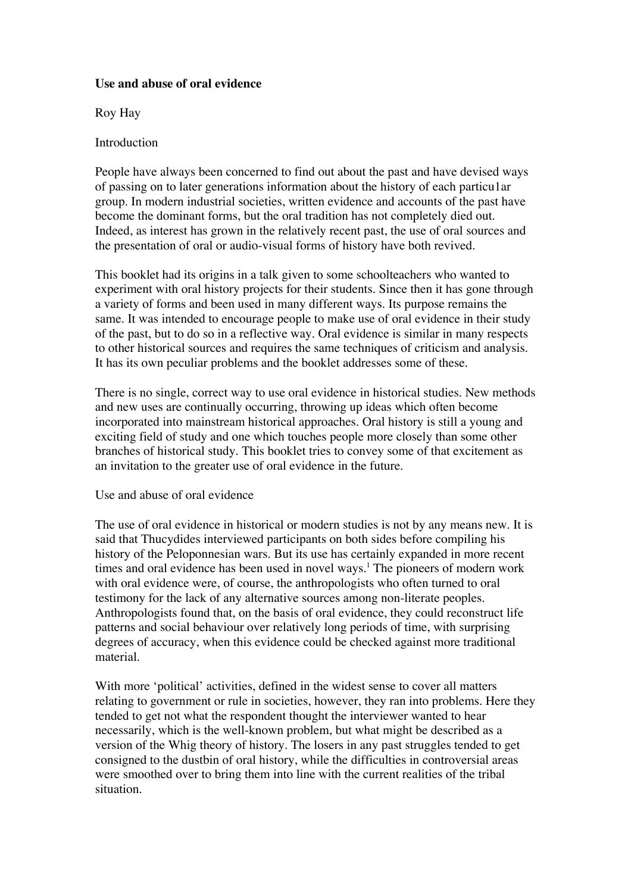**Use and abuse of oral evidence**

Roy Hay

Introduction

People have always been concerned to find out about the past and have devised ways of passing on to later generations information about the history of each particu1ar group. In modern industrial societies, written evidence and accounts of the past have become the dominant forms, but the oral tradition has not completely died out. Indeed, as interest has grown in the relatively recent past, the use of oral sources and the presentation of oral or audio-visual forms of history have both revived.

This booklet had its origins in a talk given to some schoolteachers who wanted to experiment with oral history projects for their students. Since then it has gone through a variety of forms and been used in many different ways. Its purpose remains the same. It was intended to encourage people to make use of oral evidence in their study of the past, but to do so in a reflective way. Oral evidence is similar in many respects to other historical sources and requires the same techniques of criticism and analysis. It has its own peculiar problems and the booklet addresses some of these.

There is no single, correct way to use oral evidence in historical studies. New methods and new uses are continually occurring, throwing up ideas which often become incorporated into mainstream historical approaches. Oral history is still a young and exciting field of study and one which touches people more closely than some other branches of historical study. This booklet tries to convey some of that excitement as an invitation to the greater use of oral evidence in the future.

Use and abuse of oral evidence

The use of oral evidence in historical or modern studies is not by any means new. It is said that Thucydides interviewed participants on both sides before compiling his history of the Peloponnesian wars. But its use has certainly expanded in more recent times and oral evidence has been used in novel ways.[1] The pioneers of modern work with oral evidence were, of course, the anthropologists who often turned to oral testimony for the lack of any alternative sources among non-literate peoples. Anthropologists found that, on the basis of oral evidence, they could reconstruct life patterns and social behaviour over relatively long periods of time, with surprising degrees of accuracy, when this evidence could be checked against more traditional material.

With more 'political' activities, defined in the widest sense to cover all matters relating to government or rule in societies, however, they ran into problems. Here they tended to get not what the respondent thought the interviewer wanted to hear necessarily, which is the well-known problem, but what might be described as a version of the Whig theory of history. The losers in any past struggles tended to get consigned to the dustbin of oral history, while the difficulties in controversial areas were smoothed over to bring them into line with the current realities of the tribal situation.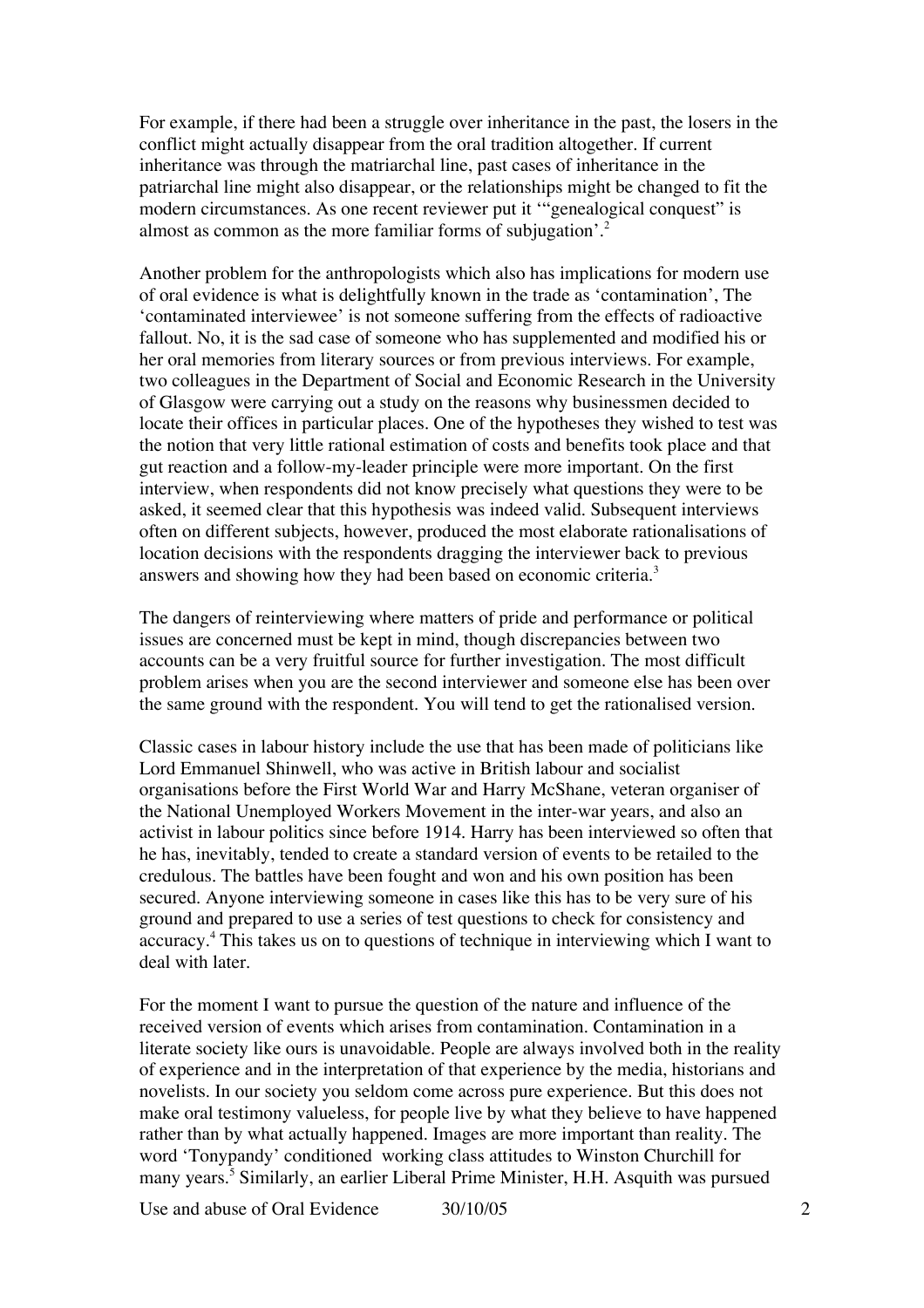For example, if there had been a struggle over inheritance in the past, the losers in the conflict might actually disappear from the oral tradition altogether. If current inheritance was through the matriarchal line, past cases of inheritance in the patriarchal line might also disappear, or the relationships might be changed to fit the modern circumstances. As one recent reviewer put it '"genealogical conquest" is almost as common as the more familiar forms of subjugation'.[2]

Another problem for the anthropologists which also has implications for modern use of oral evidence is what is delightfully known in the trade as 'contamination', The 'contaminated interviewee' is not someone suffering from the effects of radioactive fallout. No, it is the sad case of someone who has supplemented and modified his or her oral memories from literary sources or from previous interviews. For example, two colleagues in the Department of Social and Economic Research in the University of Glasgow were carrying out a study on the reasons why businessmen decided to locate their offices in particular places. One of the hypotheses they wished to test was the notion that very little rational estimation of costs and benefits took place and that gut reaction and a follow-my-leader principle were more important. On the first interview, when respondents did not know precisely what questions they were to be asked, it seemed clear that this hypothesis was indeed valid. Subsequent interviews often on different subjects, however, produced the most elaborate rationalisations of location decisions with the respondents dragging the interviewer back to previous answers and showing how they had been based on economic criteria.[3]

The dangers of reinterviewing where matters of pride and performance or political issues are concerned must be kept in mind, though discrepancies between two accounts can be a very fruitful source for further investigation. The most difficult problem arises when you are the second interviewer and someone else has been over the same ground with the respondent. You will tend to get the rationalised version.

Classic cases in labour history include the use that has been made of politicians like Lord Emmanuel Shinwell, who was active in British labour and socialist organisations before the First World War and Harry McShane, veteran organiser of the National Unemployed Workers Movement in the inter-war years, and also an activist in labour politics since before 1914. Harry has been interviewed so often that he has, inevitably, tended to create a standard version of events to be retailed to the credulous. The battles have been fought and won and his own position has been secured. Anyone interviewing someone in cases like this has to be very sure of his ground and prepared to use a series of test questions to check for consistency and accuracy.[4] This takes us on to questions of technique in interviewing which I want to deal with later.

For the moment I want to pursue the question of the nature and influence of the received version of events which arises from contamination. Contamination in a literate society like ours is unavoidable. People are always involved both in the reality of experience and in the interpretation of that experience by the media, historians and novelists. In our society you seldom come across pure experience. But this does not make oral testimony valueless, for people live by what they believe to have happened rather than by what actually happened. Images are more important than reality. The word 'Tonypandy' conditioned working class attitudes to Winston Churchill for many years.[5] Similarly, an earlier Liberal Prime Minister, H.H. Asquith was pursued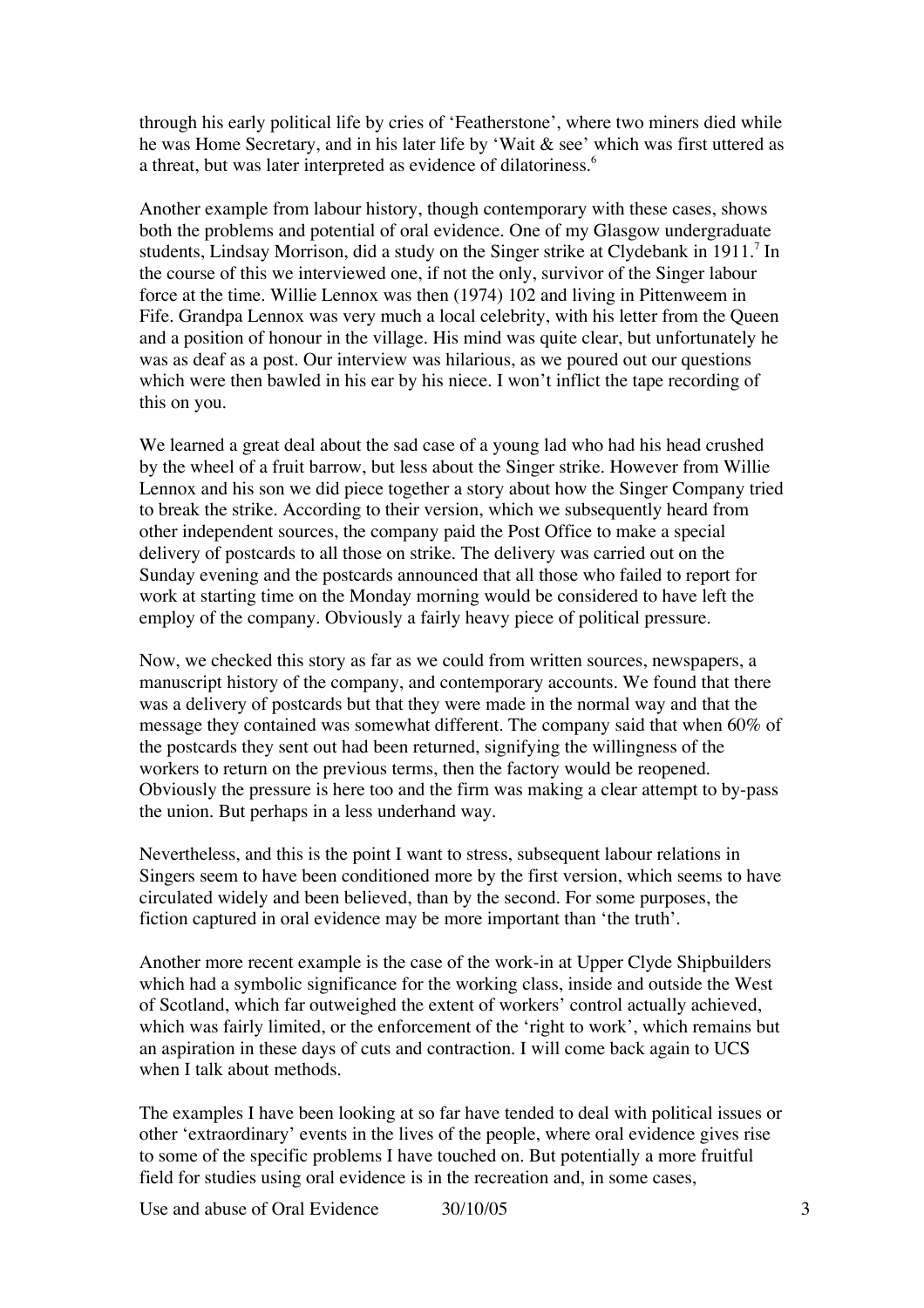through his early political life by cries of 'Featherstone', where two miners died while he was Home Secretary, and in his later life by 'Wait & see' which was first uttered as a threat, but was later interpreted as evidence of dilatoriness.[6]

Another example from labour history, though contemporary with these cases, shows both the problems and potential of oral evidence. One of my Glasgow undergraduate students, Lindsay Morrison, did a study on the Singer strike at Clydebank in 1911.[7] In the course of this we interviewed one, if not the only, survivor of the Singer labour force at the time. Willie Lennox was then (1974) 102 and living in Pittenweem in Fife. Grandpa Lennox was very much a local celebrity, with his letter from the Queen and a position of honour in the village. His mind was quite clear, but unfortunately he was as deaf as a post. Our interview was hilarious, as we poured out our questions which were then bawled in his ear by his niece. I won't inflict the tape recording of this on you.

We learned a great deal about the sad case of a young lad who had his head crushed by the wheel of a fruit barrow, but less about the Singer strike. However from Willie Lennox and his son we did piece together a story about how the Singer Company tried to break the strike. According to their version, which we subsequently heard from other independent sources, the company paid the Post Office to make a special delivery of postcards to all those on strike. The delivery was carried out on the Sunday evening and the postcards announced that all those who failed to report for work at starting time on the Monday morning would be considered to have left the employ of the company. Obviously a fairly heavy piece of political pressure.

Now, we checked this story as far as we could from written sources, newspapers, a manuscript history of the company, and contemporary accounts. We found that there was a delivery of postcards but that they were made in the normal way and that the message they contained was somewhat different. The company said that when 60% of the postcards they sent out had been returned, signifying the willingness of the workers to return on the previous terms, then the factory would be reopened. Obviously the pressure is here too and the firm was making a clear attempt to by-pass the union. But perhaps in a less underhand way.

Nevertheless, and this is the point I want to stress, subsequent labour relations in Singers seem to have been conditioned more by the first version, which seems to have circulated widely and been believed, than by the second. For some purposes, the fiction captured in oral evidence may be more important than 'the truth'.

Another more recent example is the case of the work-in at Upper Clyde Shipbuilders which had a symbolic significance for the working class, inside and outside the West of Scotland, which far outweighed the extent of workers' control actually achieved, which was fairly limited, or the enforcement of the 'right to work', which remains but an aspiration in these days of cuts and contraction. I will come back again to UCS when I talk about methods.

The examples I have been looking at so far have tended to deal with political issues or other 'extraordinary' events in the lives of the people, where oral evidence gives rise to some of the specific problems I have touched on. But potentially a more fruitful field for studies using oral evidence is in the recreation and, in some cases,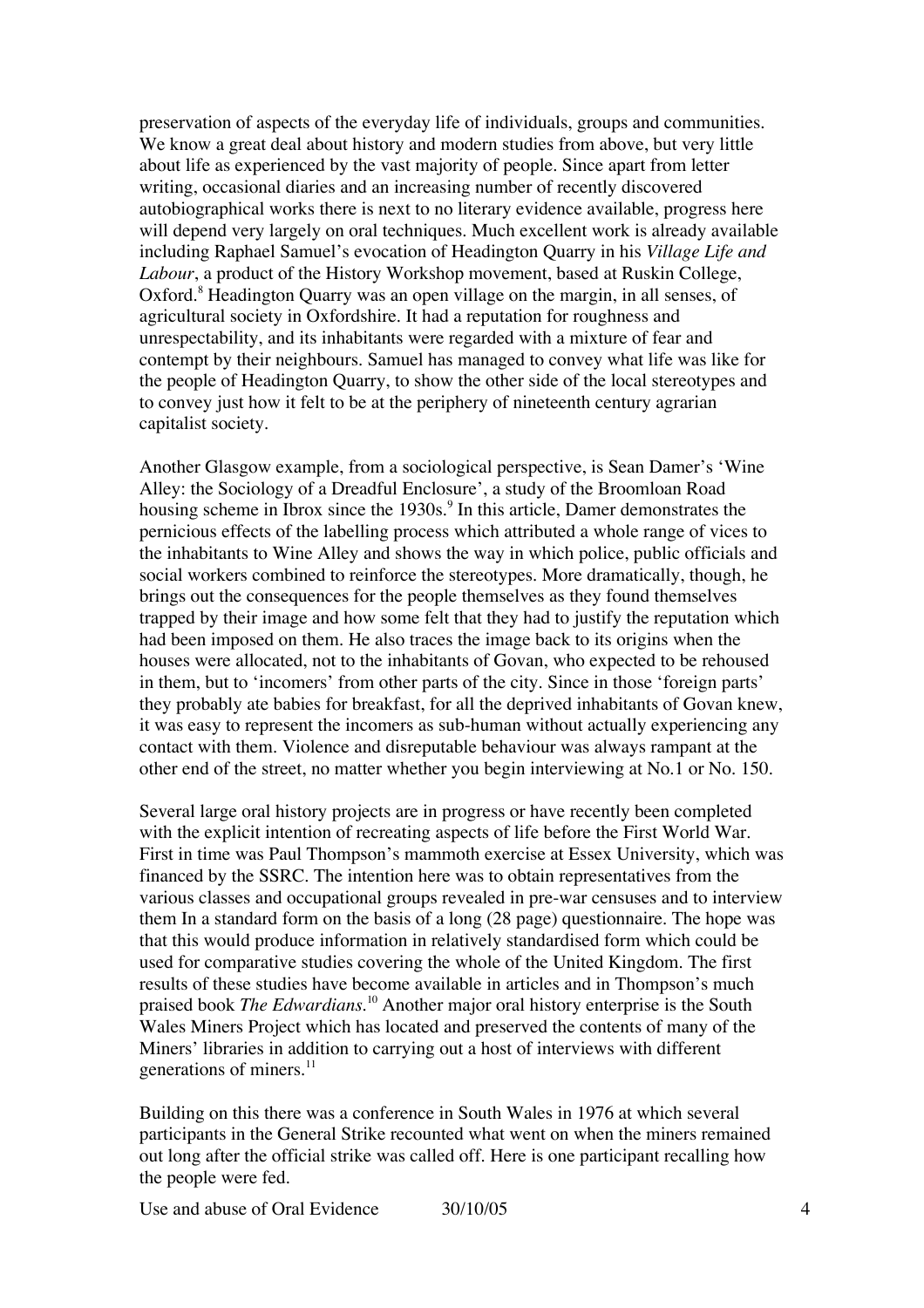preservation of aspects of the everyday life of individuals, groups and communities. We know a great deal about history and modern studies from above, but very little about life as experienced by the vast majority of people. Since apart from letter writing, occasional diaries and an increasing number of recently discovered autobiographical works there is next to no literary evidence available, progress here will depend very largely on oral techniques. Much excellent work is already available including Raphael Samuel's evocation of Headington Quarry in his *Village Life and Labour*, a product of the History Workshop movement, based at Ruskin College, Oxford.[8] Headington Quarry was an open village on the margin, in all senses, of agricultural society in Oxfordshire. It had a reputation for roughness and unrespectability, and its inhabitants were regarded with a mixture of fear and contempt by their neighbours. Samuel has managed to convey what life was like for the people of Headington Quarry, to show the other side of the local stereotypes and to convey just how it felt to be at the periphery of nineteenth century agrarian capitalist society.

Another Glasgow example, from a sociological perspective, is Sean Damer's 'Wine Alley: the Sociology of a Dreadful Enclosure', a study of the Broomloan Road housing scheme in Ibrox since the 1930s.[9] In this article, Damer demonstrates the pernicious effects of the labelling process which attributed a whole range of vices to the inhabitants to Wine Alley and shows the way in which police, public officials and social workers combined to reinforce the stereotypes. More dramatically, though, he brings out the consequences for the people themselves as they found themselves trapped by their image and how some felt that they had to justify the reputation which had been imposed on them. He also traces the image back to its origins when the houses were allocated, not to the inhabitants of Govan, who expected to be rehoused in them, but to 'incomers' from other parts of the city. Since in those 'foreign parts' they probably ate babies for breakfast, for all the deprived inhabitants of Govan knew, it was easy to represent the incomers as sub-human without actually experiencing any contact with them. Violence and disreputable behaviour was always rampant at the other end of the street, no matter whether you begin interviewing at No.1 or No. 150.

Several large oral history projects are in progress or have recently been completed with the explicit intention of recreating aspects of life before the First World War. First in time was Paul Thompson's mammoth exercise at Essex University, which was financed by the SSRC. The intention here was to obtain representatives from the various classes and occupational groups revealed in pre-war censuses and to interview them In a standard form on the basis of a long (28 page) questionnaire. The hope was that this would produce information in relatively standardised form which could be used for comparative studies covering the whole of the United Kingdom. The first results of these studies have become available in articles and in Thompson's much praised book *The Edwardians*.[10] Another major oral history enterprise is the South Wales Miners Project which has located and preserved the contents of many of the Miners' libraries in addition to carrying out a host of interviews with different generations of miners.[11]

Building on this there was a conference in South Wales in 1976 at which several participants in the General Strike recounted what went on when the miners remained out long after the official strike was called off. Here is one participant recalling how the people were fed.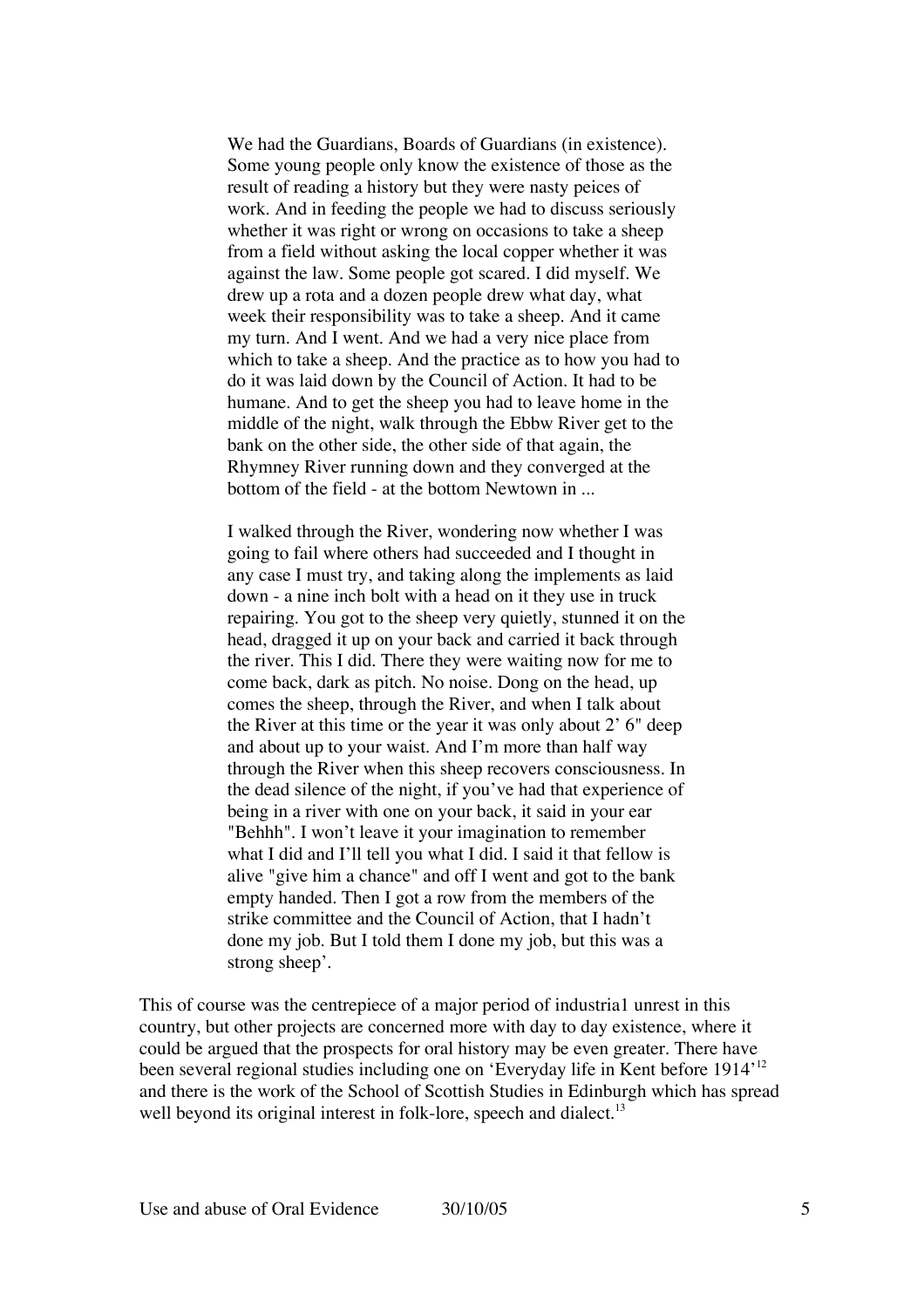> We had the Guardians, Boards of Guardians (in existence). Some young people only know the existence of those as the result of reading a history but they were nasty peices of work. And in feeding the people we had to discuss seriously whether it was right or wrong on occasions to take a sheep from a field without asking the local copper whether it was against the law. Some people got scared. I did myself. We drew up a rota and a dozen people drew what day, what week their responsibility was to take a sheep. And it came my turn. And I went. And we had a very nice place from which to take a sheep. And the practice as to how you had to do it was laid down by the Council of Action. It had to be humane. And to get the sheep you had to leave home in the middle of the night, walk through the Ebbw River get to the bank on the other side, the other side of that again, the Rhymney River running down and they converged at the bottom of the field - at the bottom Newtown in ...
>
> I walked through the River, wondering now whether I was going to fail where others had succeeded and I thought in any case I must try, and taking along the implements as laid down - a nine inch bolt with a head on it they use in truck repairing. You got to the sheep very quietly, stunned it on the head, dragged it up on your back and carried it back through the river. This I did. There they were waiting now for me to come back, dark as pitch. No noise. Dong on the head, up comes the sheep, through the River, and when I talk about the River at this time or the year it was only about 2' 6" deep and about up to your waist. And I'm more than half way through the River when this sheep recovers consciousness. In the dead silence of the night, if you've had that experience of being in a river with one on your back, it said in your ear "Behhh". I won't leave it your imagination to remember what I did and I'll tell you what I did. I said it that fellow is alive "give him a chance" and off I went and got to the bank empty handed. Then I got a row from the members of the strike committee and the Council of Action, that I hadn't done my job. But I told them I done my job, but this was a strong sheep'.

This of course was the centrepiece of a major period of industria1 unrest in this country, but other projects are concerned more with day to day existence, where it could be argued that the prospects for oral history may be even greater. There have been several regional studies including one on 'Everyday life in Kent before 1914'[12] and there is the work of the School of Scottish Studies in Edinburgh which has spread well beyond its original interest in folk-lore, speech and dialect.[13]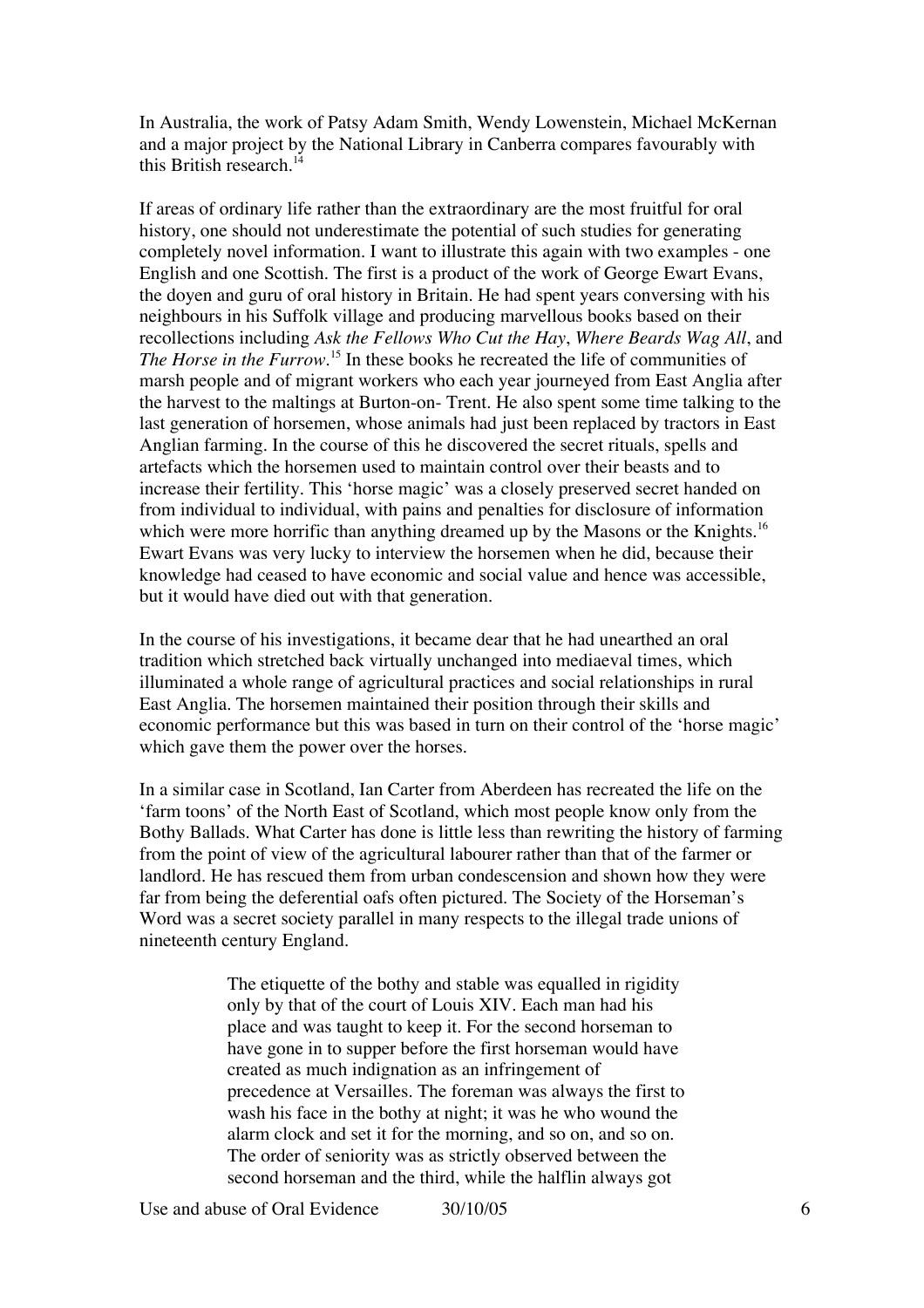In Australia, the work of Patsy Adam Smith, Wendy Lowenstein, Michael McKernan and a major project by the National Library in Canberra compares favourably with this British research.[14]

If areas of ordinary life rather than the extraordinary are the most fruitful for oral history, one should not underestimate the potential of such studies for generating completely novel information. I want to illustrate this again with two examples - one English and one Scottish. The first is a product of the work of George Ewart Evans, the doyen and guru of oral history in Britain. He had spent years conversing with his neighbours in his Suffolk village and producing marvellous books based on their recollections including *Ask the Fellows Who Cut the Hay*, *Where Beards Wag All*, and *The Horse in the Furrow*.[15] In these books he recreated the life of communities of marsh people and of migrant workers who each year journeyed from East Anglia after the harvest to the maltings at Burton-on- Trent. He also spent some time talking to the last generation of horsemen, whose animals had just been replaced by tractors in East Anglian farming. In the course of this he discovered the secret rituals, spells and artefacts which the horsemen used to maintain control over their beasts and to increase their fertility. This 'horse magic' was a closely preserved secret handed on from individual to individual, with pains and penalties for disclosure of information which were more horrific than anything dreamed up by the Masons or the Knights.[16] Ewart Evans was very lucky to interview the horsemen when he did, because their knowledge had ceased to have economic and social value and hence was accessible, but it would have died out with that generation.

In the course of his investigations, it became dear that he had unearthed an oral tradition which stretched back virtually unchanged into mediaeval times, which illuminated a whole range of agricultural practices and social relationships in rural East Anglia. The horsemen maintained their position through their skills and economic performance but this was based in turn on their control of the 'horse magic' which gave them the power over the horses.

In a similar case in Scotland, Ian Carter from Aberdeen has recreated the life on the 'farm toons' of the North East of Scotland, which most people know only from the Bothy Ballads. What Carter has done is little less than rewriting the history of farming from the point of view of the agricultural labourer rather than that of the farmer or landlord. He has rescued them from urban condescension and shown how they were far from being the deferential oafs often pictured. The Society of the Horseman's Word was a secret society parallel in many respects to the illegal trade unions of nineteenth century England.

> The etiquette of the bothy and stable was equalled in rigidity only by that of the court of Louis XIV. Each man had his place and was taught to keep it. For the second horseman to have gone in to supper before the first horseman would have created as much indignation as an infringement of precedence at Versailles. The foreman was always the first to wash his face in the bothy at night; it was he who wound the alarm clock and set it for the morning, and so on, and so on. The order of seniority was as strictly observed between the second horseman and the third, while the halflin always got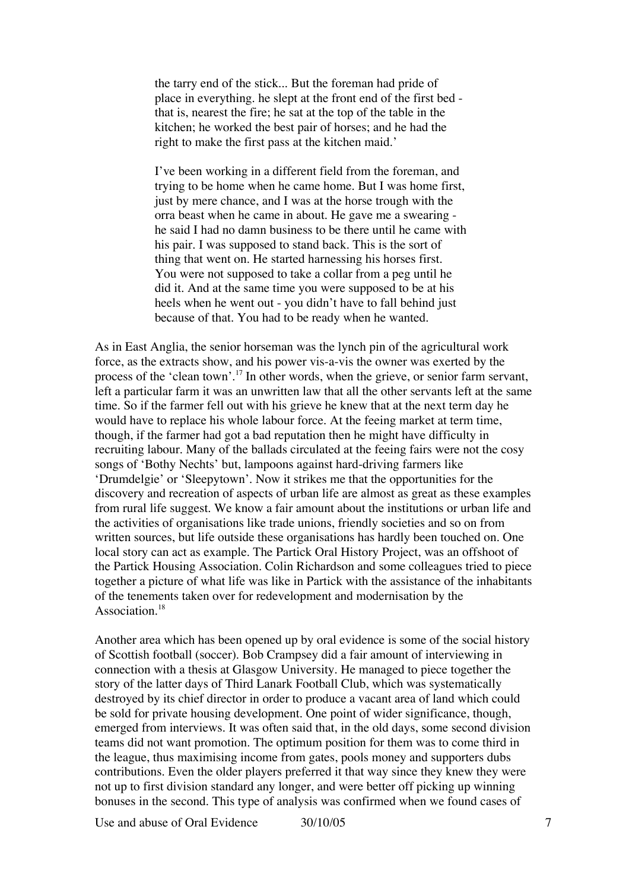> the tarry end of the stick... But the foreman had pride of place in everything. he slept at the front end of the first bed - that is, nearest the fire; he sat at the top of the table in the kitchen; he worked the best pair of horses; and he had the right to make the first pass at the kitchen maid.'
>
> I've been working in a different field from the foreman, and trying to be home when he came home. But I was home first, just by mere chance, and I was at the horse trough with the orra beast when he came in about. He gave me a swearing - he said I had no damn business to be there until he came with his pair. I was supposed to stand back. This is the sort of thing that went on. He started harnessing his horses first. You were not supposed to take a collar from a peg until he did it. And at the same time you were supposed to be at his heels when he went out - you didn't have to fall behind just because of that. You had to be ready when he wanted.

As in East Anglia, the senior horseman was the lynch pin of the agricultural work force, as the extracts show, and his power vis-a-vis the owner was exerted by the process of the 'clean town'.[17] In other words, when the grieve, or senior farm servant, left a particular farm it was an unwritten law that all the other servants left at the same time. So if the farmer fell out with his grieve he knew that at the next term day he would have to replace his whole labour force. At the feeing market at term time, though, if the farmer had got a bad reputation then he might have difficulty in recruiting labour. Many of the ballads circulated at the feeing fairs were not the cosy songs of 'Bothy Nechts' but, lampoons against hard-driving farmers like 'Drumdelgie' or 'Sleepytown'. Now it strikes me that the opportunities for the discovery and recreation of aspects of urban life are almost as great as these examples from rural life suggest. We know a fair amount about the institutions or urban life and the activities of organisations like trade unions, friendly societies and so on from written sources, but life outside these organisations has hardly been touched on. One local story can act as example. The Partick Oral History Project, was an offshoot of the Partick Housing Association. Colin Richardson and some colleagues tried to piece together a picture of what life was like in Partick with the assistance of the inhabitants of the tenements taken over for redevelopment and modernisation by the Association.[18]

Another area which has been opened up by oral evidence is some of the social history of Scottish football (soccer). Bob Crampsey did a fair amount of interviewing in connection with a thesis at Glasgow University. He managed to piece together the story of the latter days of Third Lanark Football Club, which was systematically destroyed by its chief director in order to produce a vacant area of land which could be sold for private housing development. One point of wider significance, though, emerged from interviews. It was often said that, in the old days, some second division teams did not want promotion. The optimum position for them was to come third in the league, thus maximising income from gates, pools money and supporters dubs contributions. Even the older players preferred it that way since they knew they were not up to first division standard any longer, and were better off picking up winning bonuses in the second. This type of analysis was confirmed when we found cases of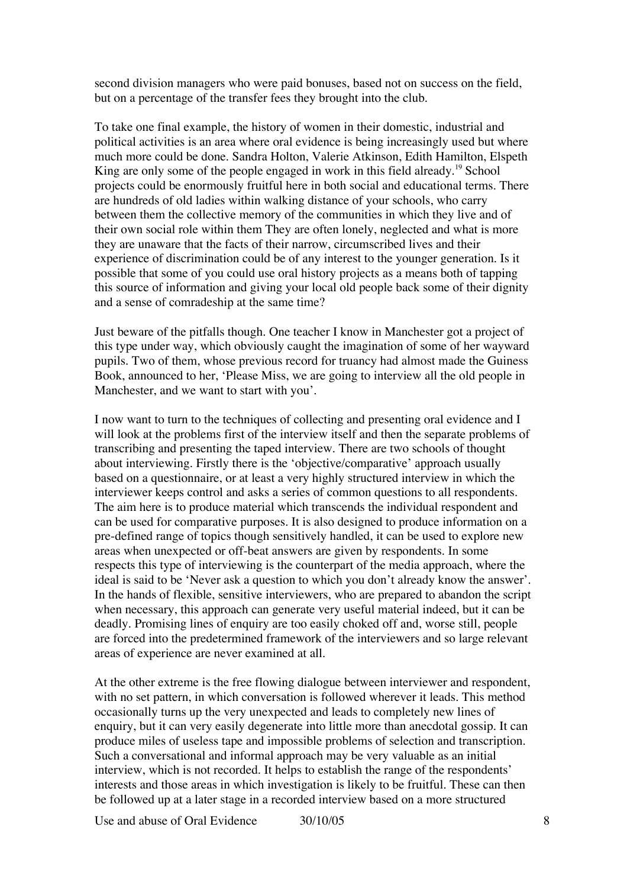second division managers who were paid bonuses, based not on success on the field, but on a percentage of the transfer fees they brought into the club.

To take one final example, the history of women in their domestic, industrial and political activities is an area where oral evidence is being increasingly used but where much more could be done. Sandra Holton, Valerie Atkinson, Edith Hamilton, Elspeth King are only some of the people engaged in work in this field already.[19] School projects could be enormously fruitful here in both social and educational terms. There are hundreds of old ladies within walking distance of your schools, who carry between them the collective memory of the communities in which they live and of their own social role within them They are often lonely, neglected and what is more they are unaware that the facts of their narrow, circumscribed lives and their experience of discrimination could be of any interest to the younger generation. Is it possible that some of you could use oral history projects as a means both of tapping this source of information and giving your local old people back some of their dignity and a sense of comradeship at the same time?

Just beware of the pitfalls though. One teacher I know in Manchester got a project of this type under way, which obviously caught the imagination of some of her wayward pupils. Two of them, whose previous record for truancy had almost made the Guiness Book, announced to her, 'Please Miss, we are going to interview all the old people in Manchester, and we want to start with you'.

I now want to turn to the techniques of collecting and presenting oral evidence and I will look at the problems first of the interview itself and then the separate problems of transcribing and presenting the taped interview. There are two schools of thought about interviewing. Firstly there is the 'objective/comparative' approach usually based on a questionnaire, or at least a very highly structured interview in which the interviewer keeps control and asks a series of common questions to all respondents. The aim here is to produce material which transcends the individual respondent and can be used for comparative purposes. It is also designed to produce information on a pre-defined range of topics though sensitively handled, it can be used to explore new areas when unexpected or off-beat answers are given by respondents. In some respects this type of interviewing is the counterpart of the media approach, where the ideal is said to be 'Never ask a question to which you don't already know the answer'. In the hands of flexible, sensitive interviewers, who are prepared to abandon the script when necessary, this approach can generate very useful material indeed, but it can be deadly. Promising lines of enquiry are too easily choked off and, worse still, people are forced into the predetermined framework of the interviewers and so large relevant areas of experience are never examined at all.

At the other extreme is the free flowing dialogue between interviewer and respondent, with no set pattern, in which conversation is followed wherever it leads. This method occasionally turns up the very unexpected and leads to completely new lines of enquiry, but it can very easily degenerate into little more than anecdotal gossip. It can produce miles of useless tape and impossible problems of selection and transcription. Such a conversational and informal approach may be very valuable as an initial interview, which is not recorded. It helps to establish the range of the respondents' interests and those areas in which investigation is likely to be fruitful. These can then be followed up at a later stage in a recorded interview based on a more structured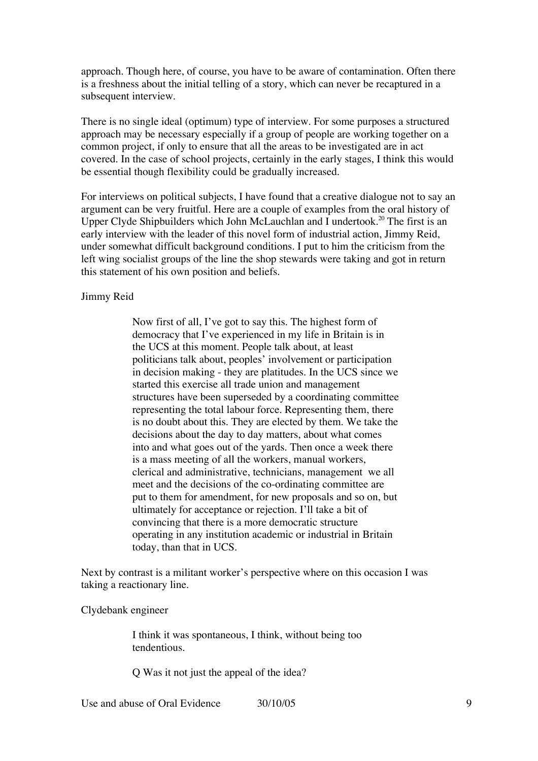approach. Though here, of course, you have to be aware of contamination. Often there is a freshness about the initial telling of a story, which can never be recaptured in a subsequent interview.

There is no single ideal (optimum) type of interview. For some purposes a structured approach may be necessary especially if a group of people are working together on a common project, if only to ensure that all the areas to be investigated are in act covered. In the case of school projects, certainly in the early stages, I think this would be essential though flexibility could be gradually increased.

For interviews on political subjects, I have found that a creative dialogue not to say an argument can be very fruitful. Here are a couple of examples from the oral history of Upper Clyde Shipbuilders which John McLauchlan and I undertook.[20] The first is an early interview with the leader of this novel form of industrial action, Jimmy Reid, under somewhat difficult background conditions. I put to him the criticism from the left wing socialist groups of the line the shop stewards were taking and got in return this statement of his own position and beliefs.

Jimmy Reid

> Now first of all, I've got to say this. The highest form of democracy that I've experienced in my life in Britain is in the UCS at this moment. People talk about, at least politicians talk about, peoples' involvement or participation in decision making - they are platitudes. In the UCS since we started this exercise all trade union and management structures have been superseded by a coordinating committee representing the total labour force. Representing them, there is no doubt about this. They are elected by them. We take the decisions about the day to day matters, about what comes into and what goes out of the yards. Then once a week there is a mass meeting of all the workers, manual workers, clerical and administrative, technicians, management we all meet and the decisions of the co-ordinating committee are put to them for amendment, for new proposals and so on, but ultimately for acceptance or rejection. I'll take a bit of convincing that there is a more democratic structure operating in any institution academic or industrial in Britain today, than that in UCS.

Next by contrast is a militant worker's perspective where on this occasion I was taking a reactionary line.

Clydebank engineer

> I think it was spontaneous, I think, without being too tendentious.
>
> Q Was it not just the appeal of the idea?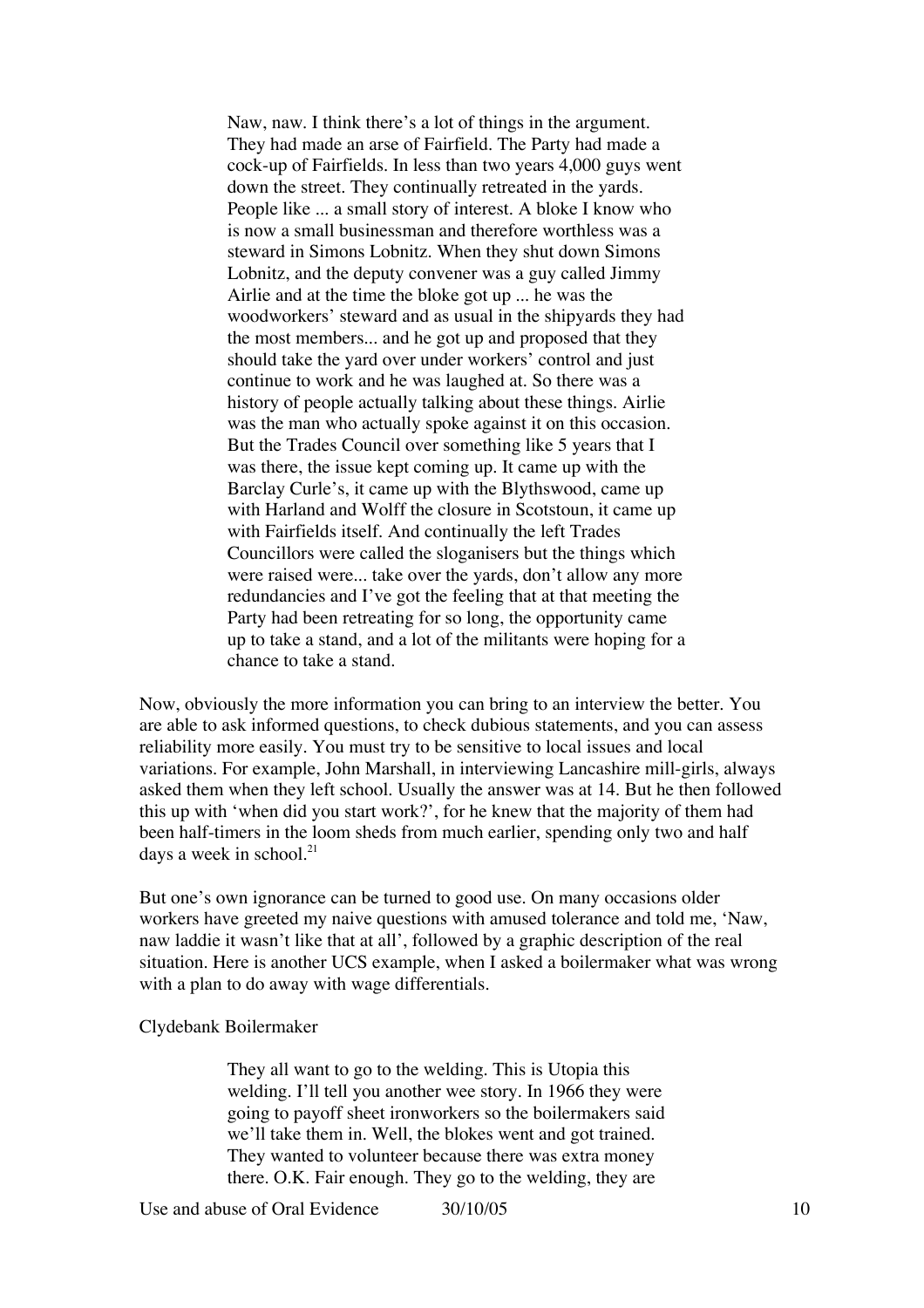> Naw, naw. I think there's a lot of things in the argument. They had made an arse of Fairfield. The Party had made a cock-up of Fairfields. In less than two years 4,000 guys went down the street. They continually retreated in the yards. People like ... a small story of interest. A bloke I know who is now a small businessman and therefore worthless was a steward in Simons Lobnitz. When they shut down Simons Lobnitz, and the deputy convener was a guy called Jimmy Airlie and at the time the bloke got up ... he was the woodworkers' steward and as usual in the shipyards they had the most members... and he got up and proposed that they should take the yard over under workers' control and just continue to work and he was laughed at. So there was a history of people actually talking about these things. Airlie was the man who actually spoke against it on this occasion. But the Trades Council over something like 5 years that I was there, the issue kept coming up. It came up with the Barclay Curle's, it came up with the Blythswood, came up with Harland and Wolff the closure in Scotstoun, it came up with Fairfields itself. And continually the left Trades Councillors were called the sloganisers but the things which were raised were... take over the yards, don't allow any more redundancies and I've got the feeling that at that meeting the Party had been retreating for so long, the opportunity came up to take a stand, and a lot of the militants were hoping for a chance to take a stand.

Now, obviously the more information you can bring to an interview the better. You are able to ask informed questions, to check dubious statements, and you can assess reliability more easily. You must try to be sensitive to local issues and local variations. For example, John Marshall, in interviewing Lancashire mill-girls, always asked them when they left school. Usually the answer was at 14. But he then followed this up with 'when did you start work?', for he knew that the majority of them had been half-timers in the loom sheds from much earlier, spending only two and half days a week in school.[21]

But one's own ignorance can be turned to good use. On many occasions older workers have greeted my naive questions with amused tolerance and told me, 'Naw, naw laddie it wasn't like that at all', followed by a graphic description of the real situation. Here is another UCS example, when I asked a boilermaker what was wrong with a plan to do away with wage differentials.

Clydebank Boilermaker

> They all want to go to the welding. This is Utopia this welding. I'll tell you another wee story. In 1966 they were going to payoff sheet ironworkers so the boilermakers said we'll take them in. Well, the blokes went and got trained. They wanted to volunteer because there was extra money there. O.K. Fair enough. They go to the welding, they are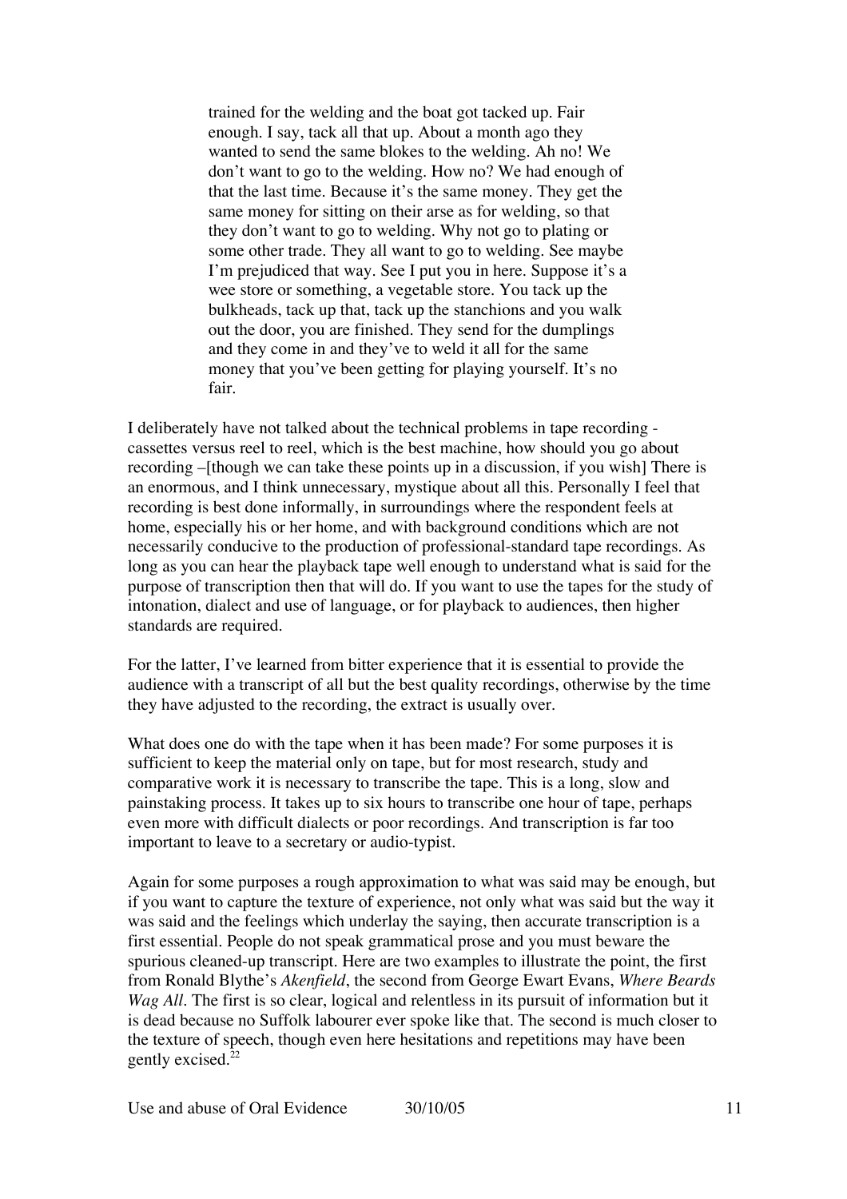> trained for the welding and the boat got tacked up. Fair enough. I say, tack all that up. About a month ago they wanted to send the same blokes to the welding. Ah no! We don't want to go to the welding. How no? We had enough of that the last time. Because it's the same money. They get the same money for sitting on their arse as for welding, so that they don't want to go to welding. Why not go to plating or some other trade. They all want to go to welding. See maybe I'm prejudiced that way. See I put you in here. Suppose it's a wee store or something, a vegetable store. You tack up the bulkheads, tack up that, tack up the stanchions and you walk out the door, you are finished. They send for the dumplings and they come in and they've to weld it all for the same money that you've been getting for playing yourself. It's no fair.

I deliberately have not talked about the technical problems in tape recording - cassettes versus reel to reel, which is the best machine, how should you go about recording –[though we can take these points up in a discussion, if you wish] There is an enormous, and I think unnecessary, mystique about all this. Personally I feel that recording is best done informally, in surroundings where the respondent feels at home, especially his or her home, and with background conditions which are not necessarily conducive to the production of professional-standard tape recordings. As long as you can hear the playback tape well enough to understand what is said for the purpose of transcription then that will do. If you want to use the tapes for the study of intonation, dialect and use of language, or for playback to audiences, then higher standards are required.

For the latter, I've learned from bitter experience that it is essential to provide the audience with a transcript of all but the best quality recordings, otherwise by the time they have adjusted to the recording, the extract is usually over.

What does one do with the tape when it has been made? For some purposes it is sufficient to keep the material only on tape, but for most research, study and comparative work it is necessary to transcribe the tape. This is a long, slow and painstaking process. It takes up to six hours to transcribe one hour of tape, perhaps even more with difficult dialects or poor recordings. And transcription is far too important to leave to a secretary or audio-typist.

Again for some purposes a rough approximation to what was said may be enough, but if you want to capture the texture of experience, not only what was said but the way it was said and the feelings which underlay the saying, then accurate transcription is a first essential. People do not speak grammatical prose and you must beware the spurious cleaned-up transcript. Here are two examples to illustrate the point, the first from Ronald Blythe's *Akenfield*, the second from George Ewart Evans, *Where Beards Wag All*. The first is so clear, logical and relentless in its pursuit of information but it is dead because no Suffolk labourer ever spoke like that. The second is much closer to the texture of speech, though even here hesitations and repetitions may have been gently excised.[22]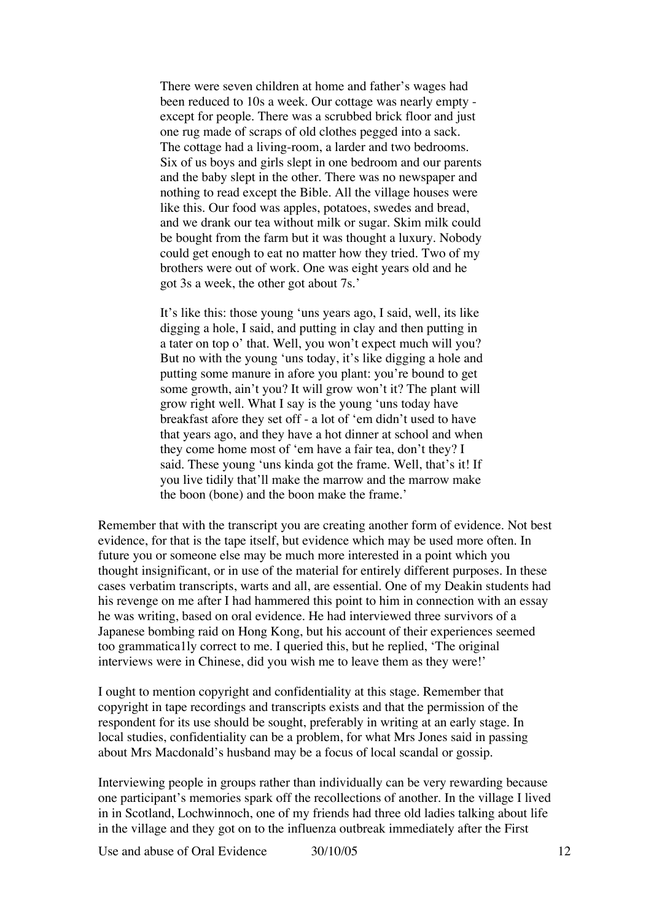> There were seven children at home and father's wages had been reduced to 10s a week. Our cottage was nearly empty - except for people. There was a scrubbed brick floor and just one rug made of scraps of old clothes pegged into a sack. The cottage had a living-room, a larder and two bedrooms. Six of us boys and girls slept in one bedroom and our parents and the baby slept in the other. There was no newspaper and nothing to read except the Bible. All the village houses were like this. Our food was apples, potatoes, swedes and bread, and we drank our tea without milk or sugar. Skim milk could be bought from the farm but it was thought a luxury. Nobody could get enough to eat no matter how they tried. Two of my brothers were out of work. One was eight years old and he got 3s a week, the other got about 7s.'
>
> It's like this: those young 'uns years ago, I said, well, its like digging a hole, I said, and putting in clay and then putting in a tater on top o' that. Well, you won't expect much will you? But no with the young 'uns today, it's like digging a hole and putting some manure in afore you plant: you're bound to get some growth, ain't you? It will grow won't it? The plant will grow right well. What I say is the young 'uns today have breakfast afore they set off - a lot of 'em didn't used to have that years ago, and they have a hot dinner at school and when they come home most of 'em have a fair tea, don't they? I said. These young 'uns kinda got the frame. Well, that's it! If you live tidily that'll make the marrow and the marrow make the boon (bone) and the boon make the frame.'

Remember that with the transcript you are creating another form of evidence. Not best evidence, for that is the tape itself, but evidence which may be used more often. In future you or someone else may be much more interested in a point which you thought insignificant, or in use of the material for entirely different purposes. In these cases verbatim transcripts, warts and all, are essential. One of my Deakin students had his revenge on me after I had hammered this point to him in connection with an essay he was writing, based on oral evidence. He had interviewed three survivors of a Japanese bombing raid on Hong Kong, but his account of their experiences seemed too grammatica1ly correct to me. I queried this, but he replied, 'The original interviews were in Chinese, did you wish me to leave them as they were!'

I ought to mention copyright and confidentiality at this stage. Remember that copyright in tape recordings and transcripts exists and that the permission of the respondent for its use should be sought, preferably in writing at an early stage. In local studies, confidentiality can be a problem, for what Mrs Jones said in passing about Mrs Macdonald's husband may be a focus of local scandal or gossip.

Interviewing people in groups rather than individually can be very rewarding because one participant's memories spark off the recollections of another. In the village I lived in in Scotland, Lochwinnoch, one of my friends had three old ladies talking about life in the village and they got on to the influenza outbreak immediately after the First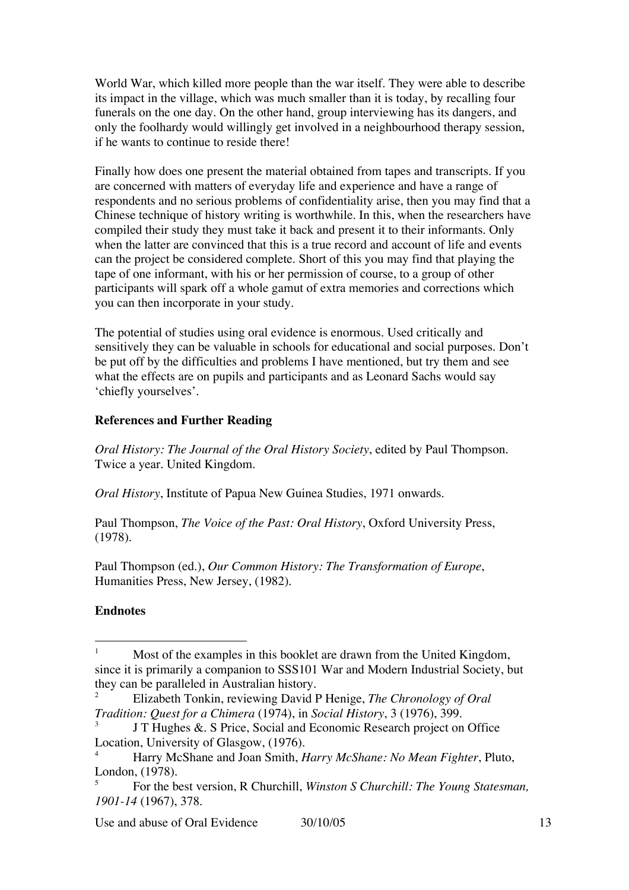World War, which killed more people than the war itself. They were able to describe its impact in the village, which was much smaller than it is today, by recalling four funerals on the one day. On the other hand, group interviewing has its dangers, and only the foolhardy would willingly get involved in a neighbourhood therapy session, if he wants to continue to reside there!

Finally how does one present the material obtained from tapes and transcripts. If you are concerned with matters of everyday life and experience and have a range of respondents and no serious problems of confidentiality arise, then you may find that a Chinese technique of history writing is worthwhile. In this, when the researchers have compiled their study they must take it back and present it to their informants. Only when the latter are convinced that this is a true record and account of life and events can the project be considered complete. Short of this you may find that playing the tape of one informant, with his or her permission of course, to a group of other participants will spark off a whole gamut of extra memories and corrections which you can then incorporate in your study.

The potential of studies using oral evidence is enormous. Used critically and sensitively they can be valuable in schools for educational and social purposes. Don't be put off by the difficulties and problems I have mentioned, but try them and see what the effects are on pupils and participants and as Leonard Sachs would say 'chiefly yourselves'.

**References and Further Reading**

*Oral History: The Journal of the Oral History Society*, edited by Paul Thompson. Twice a year. United Kingdom.

*Oral History*, Institute of Papua New Guinea Studies, 1971 onwards.

Paul Thompson, *The Voice of the Past: Oral History*, Oxford University Press, (1978).

Paul Thompson (ed.), *Our Common History: The Transformation of Europe*, Humanities Press, New Jersey, (1982).

**Endnotes**

[1] Most of the examples in this booklet are drawn from the United Kingdom, since it is primarily a companion to SSS101 War and Modern Industrial Society, but they can be paralleled in Australian history.

[2] Elizabeth Tonkin, reviewing David P Henige, *The Chronology of Oral Tradition: Quest for a Chimera* (1974), in *Social History*, 3 (1976), 399.

[3] J T Hughes &. S Price, Social and Economic Research project on Office Location, University of Glasgow, (1976).

[4] Harry McShane and Joan Smith, *Harry McShane: No Mean Fighter*, Pluto, London, (1978).

[5] For the best version, R Churchill, *Winston S Churchill: The Young Statesman, 1901-14* (1967), 378.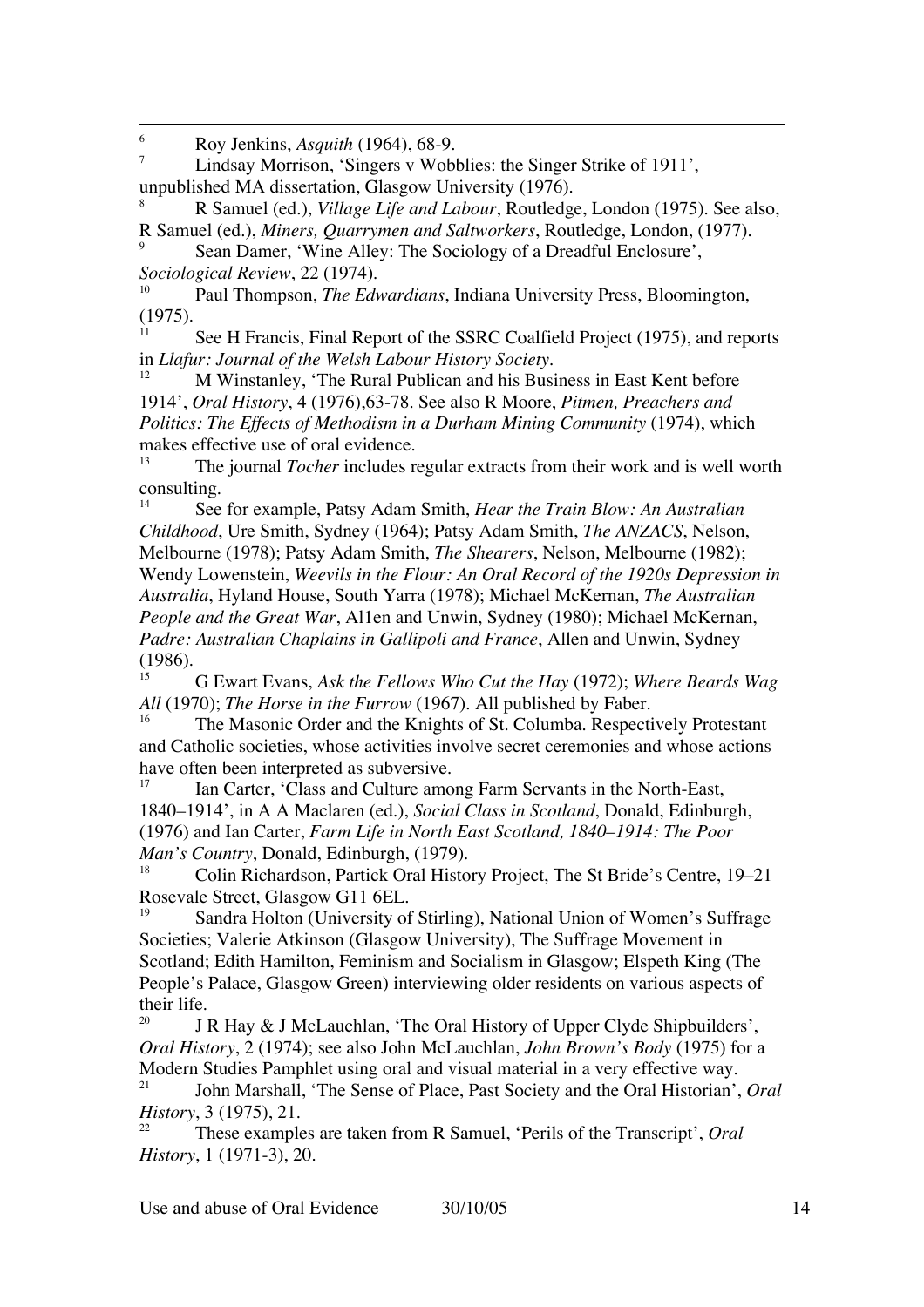[6] Roy Jenkins, *Asquith* (1964), 68-9.

[7] Lindsay Morrison, 'Singers v Wobblies: the Singer Strike of 1911', unpublished MA dissertation, Glasgow University (1976).

[8] R Samuel (ed.), *Village Life and Labour*, Routledge, London (1975). See also, R Samuel (ed.), *Miners, Quarrymen and Saltworkers*, Routledge, London, (1977).

[9] Sean Damer, 'Wine Alley: The Sociology of a Dreadful Enclosure', *Sociological Review*, 22 (1974).

[10] Paul Thompson, *The Edwardians*, Indiana University Press, Bloomington, (1975).

[11] See H Francis, Final Report of the SSRC Coalfield Project (1975), and reports in *Llafur: Journal of the Welsh Labour History Society*.

[12] M Winstanley, 'The Rural Publican and his Business in East Kent before 1914', *Oral History*, 4 (1976),63-78. See also R Moore, *Pitmen, Preachers and Politics: The Effects of Methodism in a Durham Mining Community* (1974), which makes effective use of oral evidence.

[13] The journal *Tocher* includes regular extracts from their work and is well worth consulting.

[14] See for example, Patsy Adam Smith, *Hear the Train Blow: An Australian Childhood*, Ure Smith, Sydney (1964); Patsy Adam Smith, *The ANZACS*, Nelson, Melbourne (1978); Patsy Adam Smith, *The Shearers*, Nelson, Melbourne (1982); Wendy Lowenstein, *Weevils in the Flour: An Oral Record of the 1920s Depression in Australia*, Hyland House, South Yarra (1978); Michael McKernan, *The Australian People and the Great War*, Al1en and Unwin, Sydney (1980); Michael McKernan, *Padre: Australian Chaplains in Gallipoli and France*, Allen and Unwin, Sydney (1986).

[15] G Ewart Evans, *Ask the Fellows Who Cut the Hay* (1972); *Where Beards Wag All* (1970); *The Horse in the Furrow* (1967). All published by Faber.

[16] The Masonic Order and the Knights of St. Columba. Respectively Protestant and Catholic societies, whose activities involve secret ceremonies and whose actions have often been interpreted as subversive.

[17] Ian Carter, 'Class and Culture among Farm Servants in the North-East, 1840–1914', in A A Maclaren (ed.), *Social Class in Scotland*, Donald, Edinburgh, (1976) and Ian Carter, *Farm Life in North East Scotland, 1840–1914: The Poor Man's Country*, Donald, Edinburgh, (1979).

[18] Colin Richardson, Partick Oral History Project, The St Bride's Centre, 19–21 Rosevale Street, Glasgow G11 6EL.

[19] Sandra Holton (University of Stirling), National Union of Women's Suffrage Societies; Valerie Atkinson (Glasgow University), The Suffrage Movement in Scotland; Edith Hamilton, Feminism and Socialism in Glasgow; Elspeth King (The People's Palace, Glasgow Green) interviewing older residents on various aspects of their life.

[20] J R Hay & J McLauchlan, 'The Oral History of Upper Clyde Shipbuilders', *Oral History*, 2 (1974); see also John McLauchlan, *John Brown's Body* (1975) for a Modern Studies Pamphlet using oral and visual material in a very effective way.

[21] John Marshall, 'The Sense of Place, Past Society and the Oral Historian', *Oral History*, 3 (1975), 21.

[22] These examples are taken from R Samuel, 'Perils of the Transcript', *Oral History*, 1 (1971-3), 20.